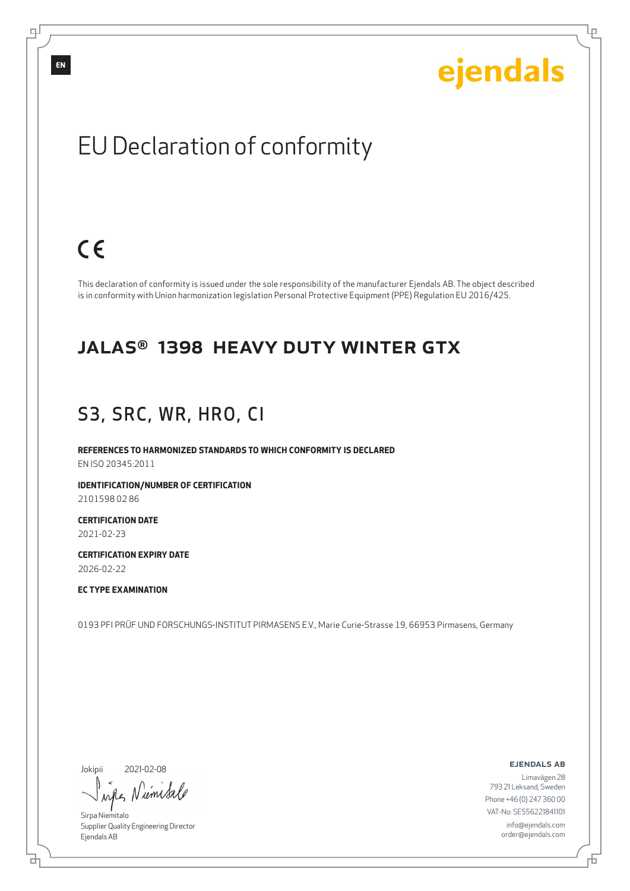EN

ejendals

# EU Declaration of conformity

CE

This declaration of conformity is issued under the sole responsibility of the manufacturer Ejendals AB. The object described is in conformity with Union harmonization legislation Personal Protective Equipment (PPE) Regulation EU 2016/425.

## JALAS® 1398 HEAVY DUTY WINTER GTX

## S3, SRC, WR, HRO, CI

**REFERENCES TO HARMONIZED STANDARDS TO WHICH CONFORMITY IS DECLARED**
EN ISO 20345:2011

**IDENTIFICATION/NUMBER OF CERTIFICATION**
2101598 02 86

**CERTIFICATION DATE**
2021-02-23

**CERTIFICATION EXPIRY DATE**
2026-02-22

**EC TYPE EXAMINATION**

0193 PFI PRÜF UND FORSCHUNGS-INSTITUT PIRMASENS E.V., Marie Curie-Strasse 19, 66953 Pirmasens, Germany

Jokipii 2021-02-08

Sirpa Niemitalo
Supplier Quality Engineering Director
Ejendals AB

**EJENDALS AB**
Limavägen 28
793 21 Leksand, Sweden
Phone +46 (0) 247 360 00
VAT-No: SE556221841101
info@ejendals.com
order@ejendals.com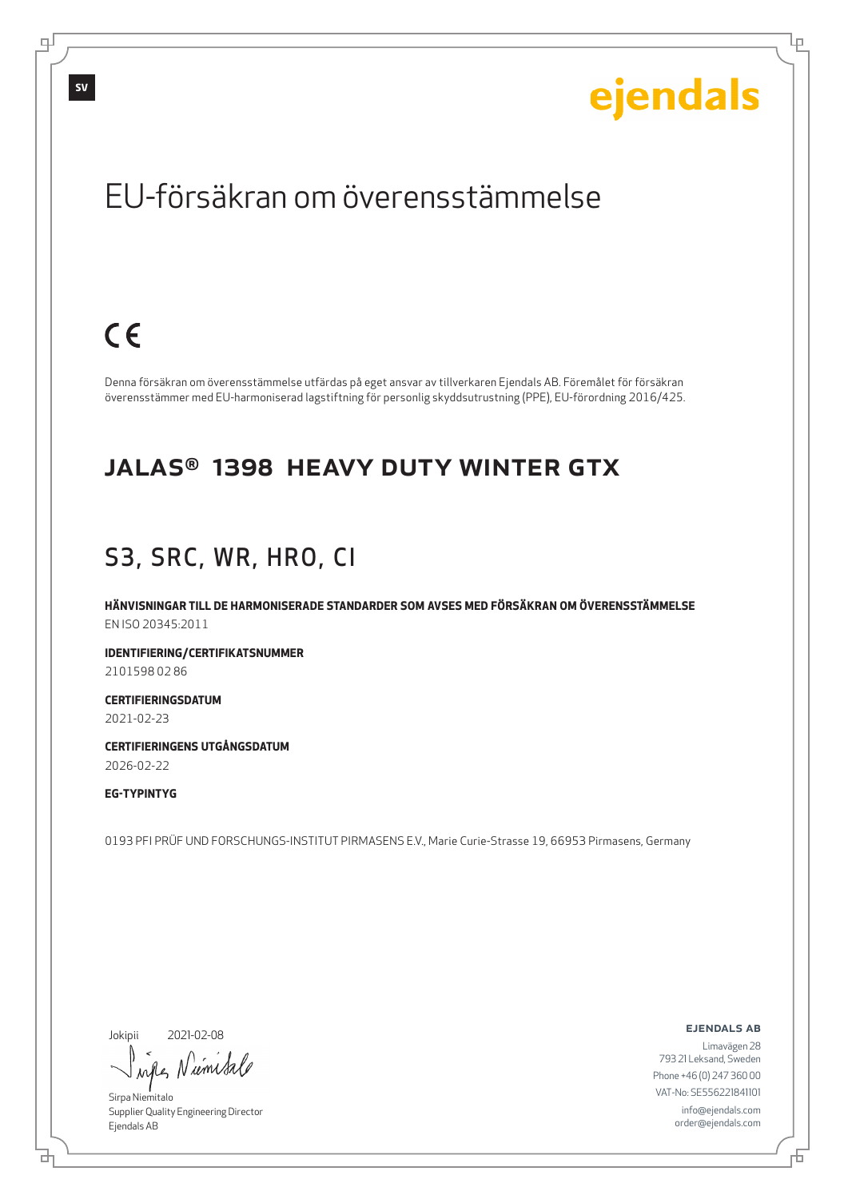# EU-försäkran om överensstämmelse

CE

Denna försäkran om överensstämmelse utfärdas på eget ansvar av tillverkaren Ejendals AB. Föremålet för försäkran överensstämmer med EU-harmoniserad lagstiftning för personlig skyddsutrustning (PPE), EU-förordning 2016/425.

## JALAS® 1398 HEAVY DUTY WINTER GTX

## S3, SRC, WR, HRO, CI

**HÄNVISNINGAR TILL DE HARMONISERADE STANDARDER SOM AVSES MED FÖRSÄKRAN OM ÖVERENSSTÄMMELSE**
EN ISO 20345:2011

**IDENTIFIERING/CERTIFIKATSNUMMER**
2101598 02 86

**CERTIFIERINGSDATUM**
2021-02-23

**CERTIFIERINGENS UTGÅNGSDATUM**
2026-02-22

**EG-TYPINTYG**

0193 PFI PRÜF UND FORSCHUNGS-INSTITUT PIRMASENS E.V., Marie Curie-Strasse 19, 66953 Pirmasens, Germany

Jokipii 2021-02-08

Sirpa Niemitalo
Supplier Quality Engineering Director
Ejendals AB

**EJENDALS AB**
Limavägen 28
793 21 Leksand, Sweden
Phone +46 (0) 247 360 00
VAT-No: SE556221841101
info@ejendals.com
order@ejendals.com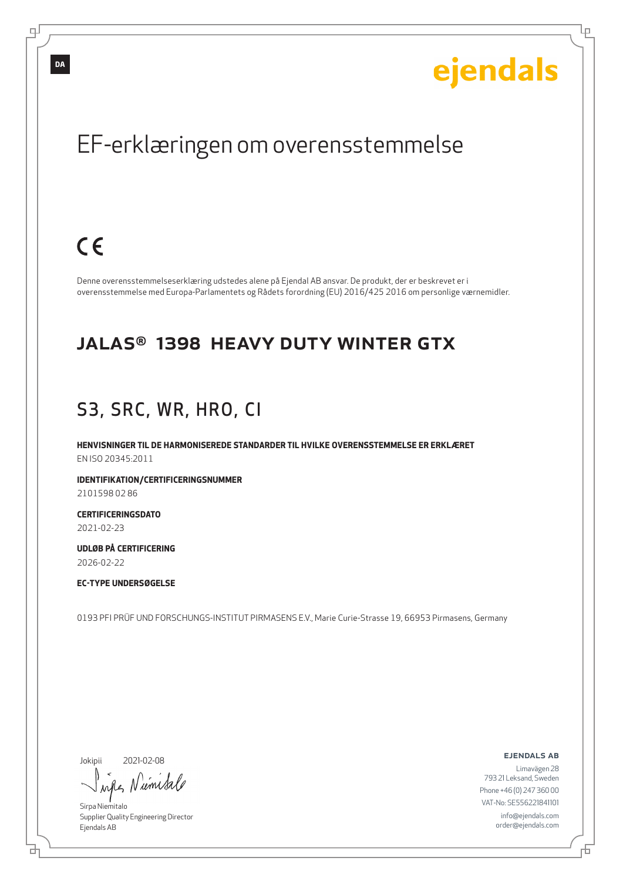DA

ejendals

# EF-erklæringen om overensstemmelse

CE

Denne overensstemmelseserklæring udstedes alene på Ejendal AB ansvar. De produkt, der er beskrevet er i overensstemmelse med Europa-Parlamentets og Rådets forordning (EU) 2016/425 2016 om personlige værnemidler.

## JALAS® 1398 HEAVY DUTY WINTER GTX

## S3, SRC, WR, HRO, CI

**HENVISNINGER TIL DE HARMONISEREDE STANDARDER TIL HVILKE OVERENSSTEMMELSE ER ERKLÆRET**
EN ISO 20345:2011

**IDENTIFIKATION/CERTIFICERINGSNUMMER**
2101598 02 86

**CERTIFICERINGSDATO**
2021-02-23

**UDLØB PÅ CERTIFICERING**
2026-02-22

**EC-TYPE UNDERSØGELSE**

0193 PFI PRÜF UND FORSCHUNGS-INSTITUT PIRMASENS E.V., Marie Curie-Strasse 19, 66953 Pirmasens, Germany

Jokipii 2021-02-08

Sirpa Niemitalo
Supplier Quality Engineering Director
Ejendals AB

**EJENDALS AB**
Limavägen 28
793 21 Leksand, Sweden
Phone +46 (0) 247 360 00
VAT-No: SE556221841101
info@ejendals.com
order@ejendals.com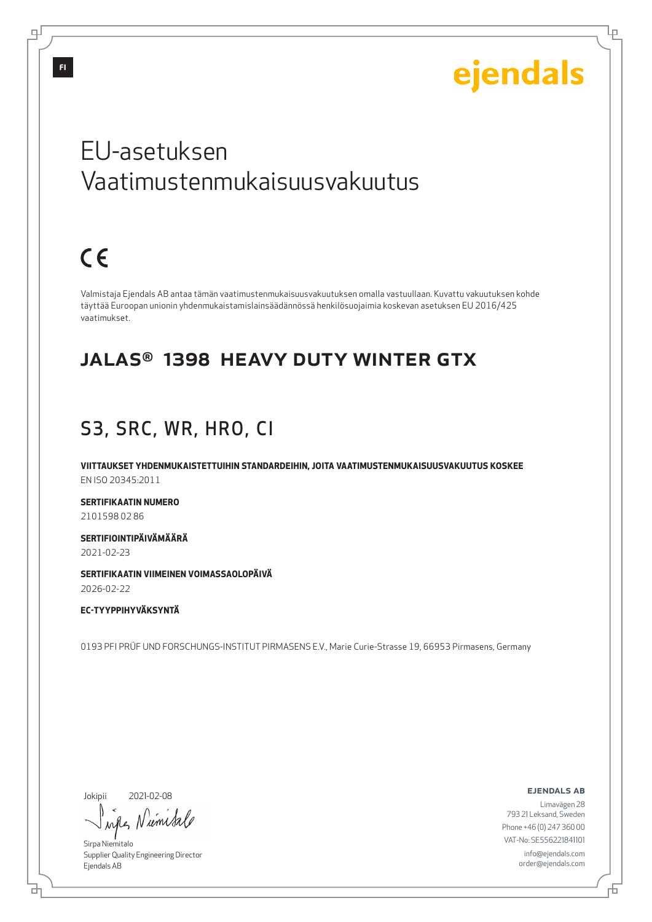ejendals

# EU-asetuksen Vaatimustenmukaisuusvakuutus

CE

Valmistaja Ejendals AB antaa tämän vaatimustenmukaisuusvakuutuksen omalla vastuullaan. Kuvattu vakuutuksen kohde täyttää Euroopan unionin yhdenmukaistamislainsäädännössä henkilösuojaimia koskevan asetuksen EU 2016/425 vaatimukset.

## JALAS® 1398 HEAVY DUTY WINTER GTX

## S3, SRC, WR, HRO, CI

**VIITTAUKSET YHDENMUKAISTETTUIHIN STANDARDEIHIN, JOITA VAATIMUSTENMUKAISUUSVAKUUTUS KOSKEE**
EN ISO 20345:2011

**SERTIFIKAATIN NUMERO**
2101598 02 86

**SERTIFIOINTIPÄIVÄMÄÄRÄ**
2021-02-23

**SERTIFIKAATIN VIIMEINEN VOIMASSAOLOPÄIVÄ**
2026-02-22

**EC-TYYPPIHYVÄKSYNTÄ**

0193 PFI PRÜF UND FORSCHUNGS-INSTITUT PIRMASENS E.V., Marie Curie-Strasse 19, 66953 Pirmasens, Germany

Jokipii 2021-02-08

Sirpa Niemitalo
Supplier Quality Engineering Director
Ejendals AB

**EJENDALS AB**
Limavägen 28
793 21 Leksand, Sweden
Phone +46 (0) 247 360 00
VAT-No: SE556221841101
info@ejendals.com
order@ejendals.com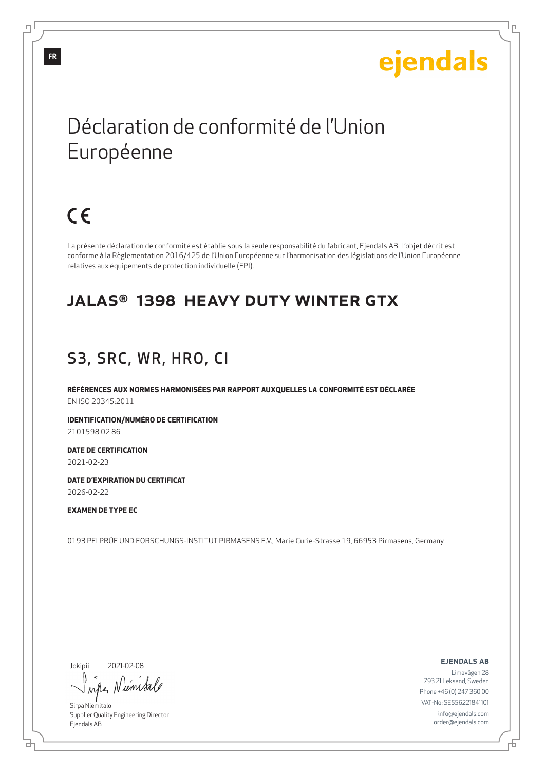FR

ejendals

# Déclaration de conformité de l'Union Européenne

CE

La présente déclaration de conformité est établie sous la seule responsabilité du fabricant, Ejendals AB. L'objet décrit est conforme à la Règlementation 2016/425 de l'Union Européenne sur l'harmonisation des législations de l'Union Européenne relatives aux équipements de protection individuelle (EPI).

## JALAS® 1398 HEAVY DUTY WINTER GTX

## S3, SRC, WR, HRO, CI

**RÉFÉRENCES AUX NORMES HARMONISÉES PAR RAPPORT AUXQUELLES LA CONFORMITÉ EST DÉCLARÉE**
EN ISO 20345:2011

**IDENTIFICATION/NUMÉRO DE CERTIFICATION**
2101598 02 86

**DATE DE CERTIFICATION**
2021-02-23

**DATE D'EXPIRATION DU CERTIFICAT**
2026-02-22

**EXAMEN DE TYPE EC**

0193 PFI PRÜF UND FORSCHUNGS-INSTITUT PIRMASENS E.V., Marie Curie-Strasse 19, 66953 Pirmasens, Germany

Jokipii 2021-02-08

Sirpa Niemitalo
Supplier Quality Engineering Director
Ejendals AB

**EJENDALS AB**
Limavägen 28
793 21 Leksand, Sweden
Phone +46 (0) 247 360 00
VAT-No: SE556221841101
info@ejendals.com
order@ejendals.com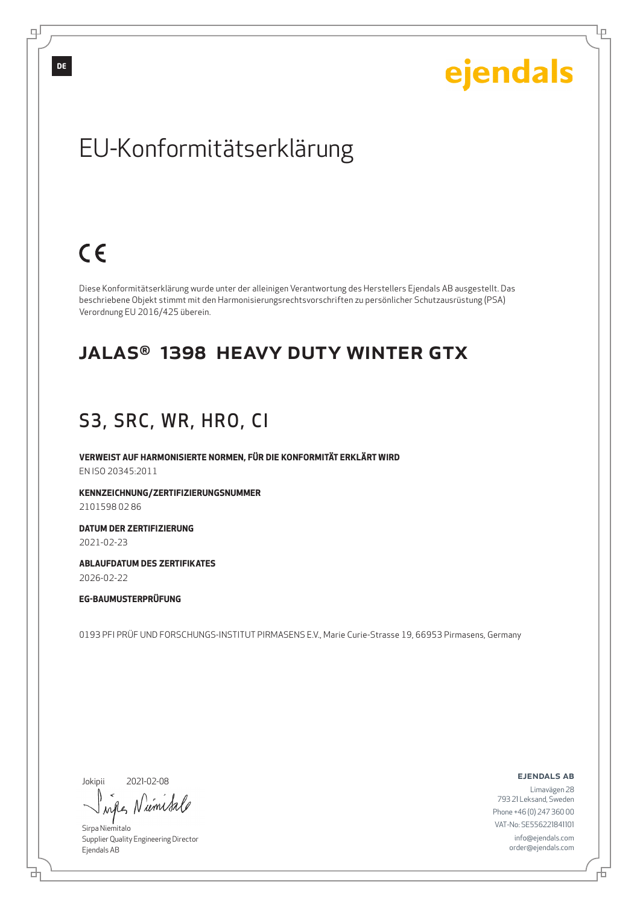DE

ejendals

# EU-Konformitätserklärung

CE

Diese Konformitätserklärung wurde unter der alleinigen Verantwortung des Herstellers Ejendals AB ausgestellt. Das beschriebene Objekt stimmt mit den Harmonisierungsrechtsvorschriften zu persönlicher Schutzausrüstung (PSA) Verordnung EU 2016/425 überein.

## JALAS® 1398 HEAVY DUTY WINTER GTX

## S3, SRC, WR, HRO, CI

**VERWEIST AUF HARMONISIERTE NORMEN, FÜR DIE KONFORMITÄT ERKLÄRT WIRD**
EN ISO 20345:2011

**KENNZEICHNUNG/ZERTIFIZIERUNGSNUMMER**
2101598 02 86

**DATUM DER ZERTIFIZIERUNG**
2021-02-23

**ABLAUFDATUM DES ZERTIFIKATES**
2026-02-22

**EG-BAUMUSTERPRÜFUNG**

0193 PFI PRÜF UND FORSCHUNGS-INSTITUT PIRMASENS E.V., Marie Curie-Strasse 19, 66953 Pirmasens, Germany

Jokipii 2021-02-08

Sirpa Niemitalo
Supplier Quality Engineering Director
Ejendals AB

**EJENDALS AB**
Limavägen 28
793 21 Leksand, Sweden
Phone +46 (0) 247 360 00
VAT-No: SE556221841101
info@ejendals.com
order@ejendals.com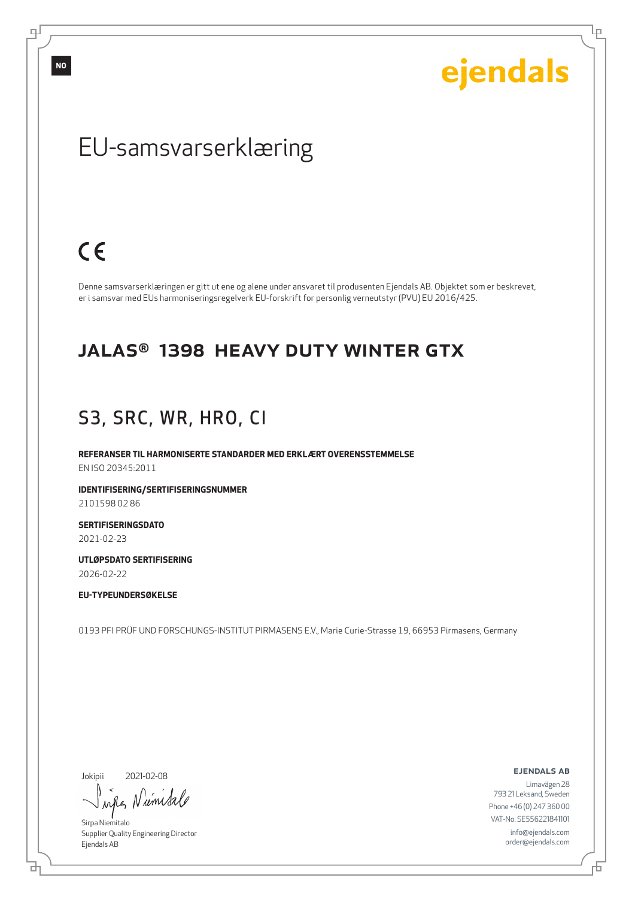NO

ejendals

# EU-samsvarserklæring

CE

Denne samsvarserklæringen er gitt ut ene og alene under ansvaret til produsenten Ejendals AB. Objektet som er beskrevet, er i samsvar med EUs harmoniseringsregelverk EU-forskrift for personlig verneutstyr (PVU) EU 2016/425.

## JALAS® 1398 HEAVY DUTY WINTER GTX

## S3, SRC, WR, HRO, CI

**REFERANSER TIL HARMONISERTE STANDARDER MED ERKLÆRT OVERENSSTEMMELSE**
EN ISO 20345:2011

**IDENTIFISERING/SERTIFISERINGSNUMMER**
2101598 02 86

**SERTIFISERINGSDATO**
2021-02-23

**UTLØPSDATO SERTIFISERING**
2026-02-22

**EU-TYPEUNDERSØKELSE**

0193 PFI PRÜF UND FORSCHUNGS-INSTITUT PIRMASENS E.V., Marie Curie-Strasse 19, 66953 Pirmasens, Germany

Jokipii 2021-02-08

Sirpa Niemitalo
Supplier Quality Engineering Director
Ejendals AB

**EJENDALS AB**
Limavägen 28
793 21 Leksand, Sweden
Phone +46 (0) 247 360 00
VAT-No: SE556221841101
info@ejendals.com
order@ejendals.com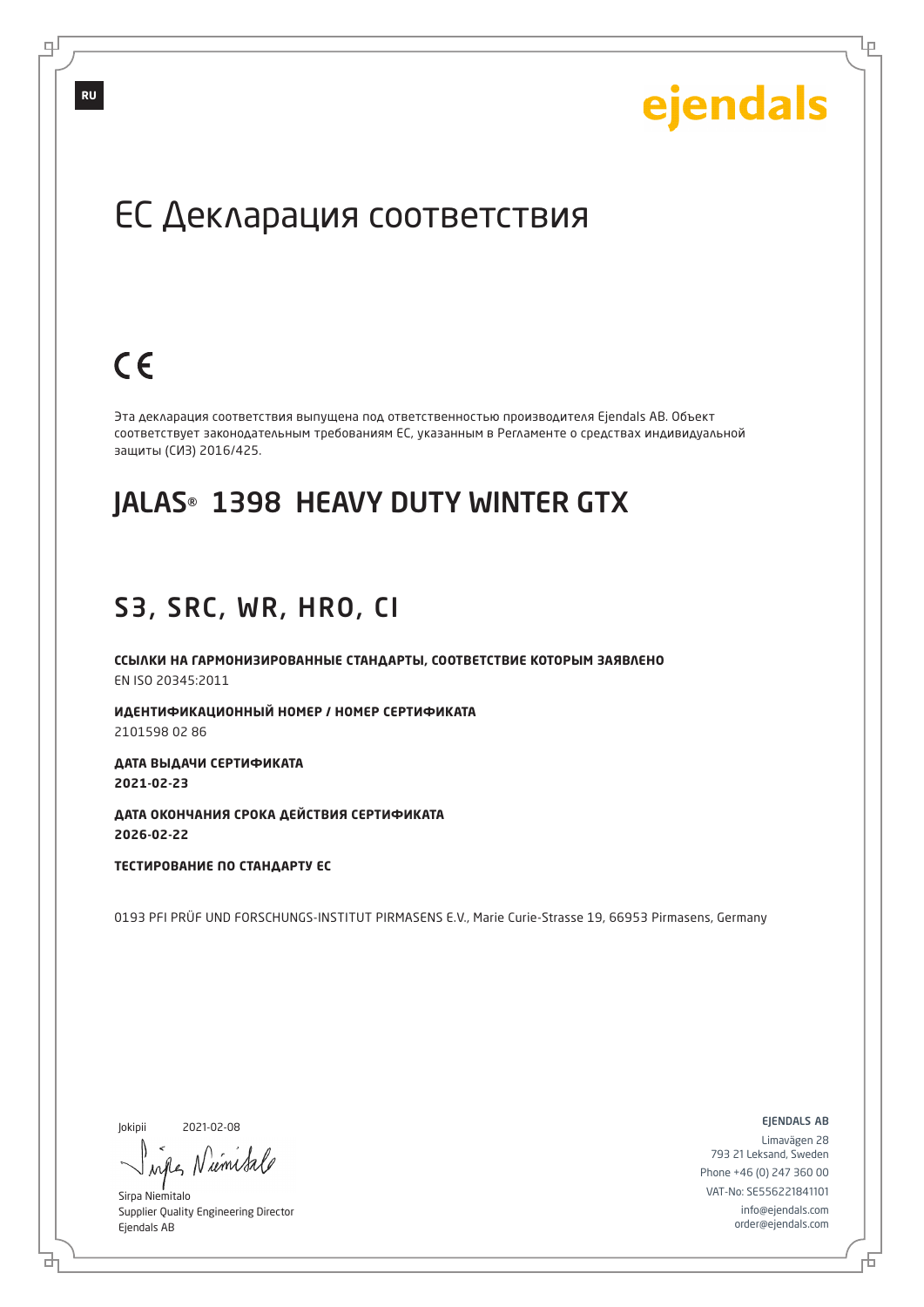RU

ejendals

# ЕС Декларация соответствия

CE

Эта декларация соответствия выпущена под ответственностью производителя Ejendals AB. Объект соответствует законодательным требованиям ЕС, указанным в Регламенте о средствах индивидуальной защиты (СИЗ) 2016/425.

## JALAS® 1398 HEAVY DUTY WINTER GTX

## S3, SRC, WR, HRO, CI

**ССЫЛКИ НА ГАРМОНИЗИРОВАННЫЕ СТАНДАРТЫ, СООТВЕТСТВИЕ КОТОРЫМ ЗАЯВЛЕНО**
EN ISO 20345:2011

**ИДЕНТИФИКАЦИОННЫЙ НОМЕР / НОМЕР СЕРТИФИКАТА**
2101598 02 86

**ДАТА ВЫДАЧИ СЕРТИФИКАТА**
**2021-02-23**

**ДАТА ОКОНЧАНИЯ СРОКА ДЕЙСТВИЯ СЕРТИФИКАТА**
**2026-02-22**

**ТЕСТИРОВАНИЕ ПО СТАНДАРТУ ЕС**

0193 PFI PRÜF UND FORSCHUNGS-INSTITUT PIRMASENS E.V., Marie Curie-Strasse 19, 66953 Pirmasens, Germany

Jokipii 2021-02-08

Sirpa Niemitalo
Supplier Quality Engineering Director
Ejendals AB

EJENDALS AB
Limavägen 28
793 21 Leksand, Sweden
Phone +46 (0) 247 360 00
VAT-No: SE556221841101
info@ejendals.com
order@ejendals.com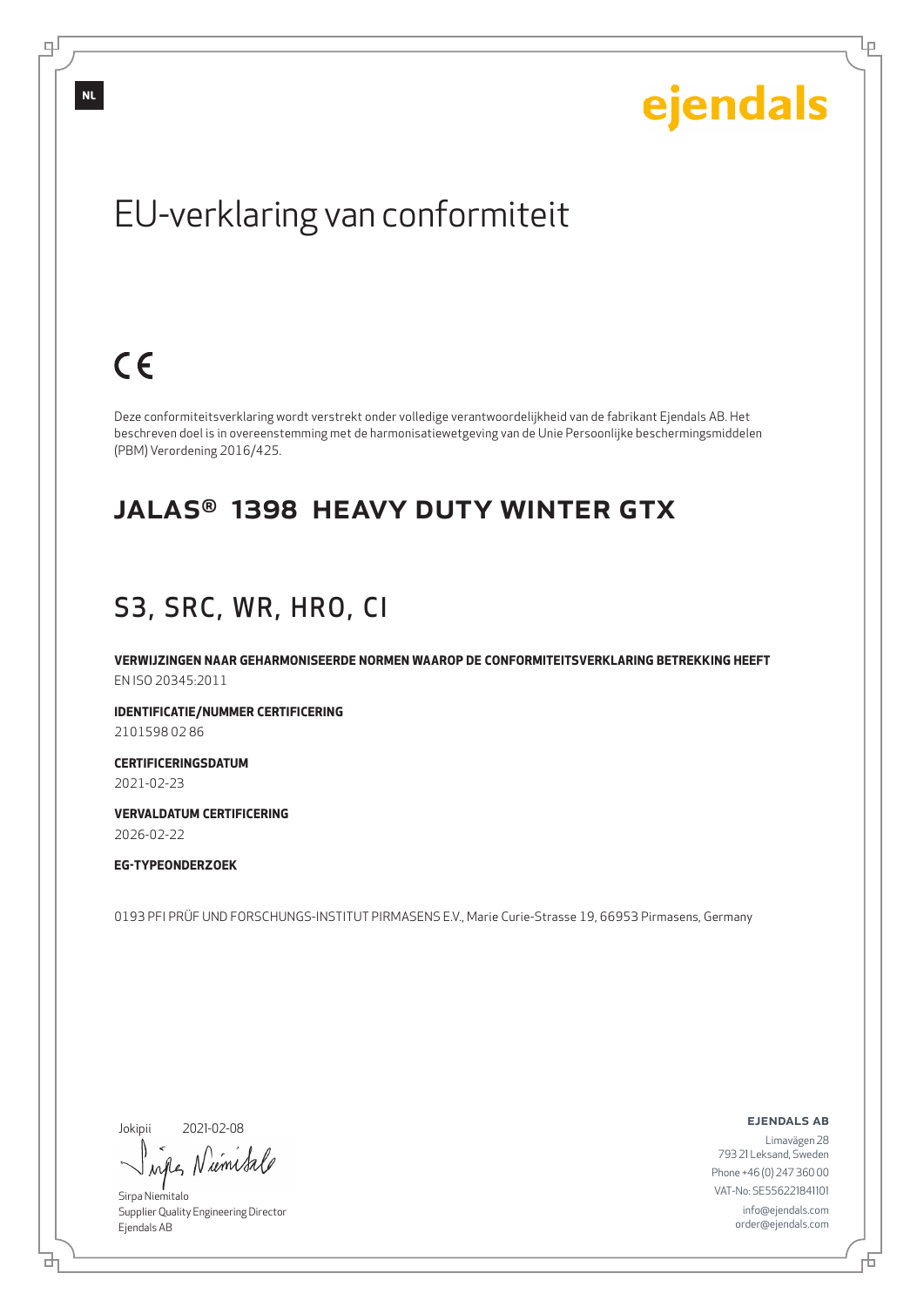NL

ejendals

# EU-verklaring van conformiteit

CE

Deze conformiteitsverklaring wordt verstrekt onder volledige verantwoordelijkheid van de fabrikant Ejendals AB. Het beschreven doel is in overeenstemming met de harmonisatiewetgeving van de Unie Persoonlijke beschermingsmiddelen (PBM) Verordening 2016/425.

## JALAS® 1398 HEAVY DUTY WINTER GTX

## S3, SRC, WR, HRO, CI

**VERWIJZINGEN NAAR GEHARMONISEERDE NORMEN WAAROP DE CONFORMITEITSVERKLARING BETREKKING HEEFT**
EN ISO 20345:2011

**IDENTIFICATIE/NUMMER CERTIFICERING**
2101598 02 86

**CERTIFICERINGSDATUM**
2021-02-23

**VERVALDATUM CERTIFICERING**
2026-02-22

**EG-TYPEONDERZOEK**

0193 PFI PRÜF UND FORSCHUNGS-INSTITUT PIRMASENS E.V., Marie Curie-Strasse 19, 66953 Pirmasens, Germany

Jokipii 2021-02-08

Sirpa Niemitalo
Supplier Quality Engineering Director
Ejendals AB

**EJENDALS AB**
Limavägen 28
793 21 Leksand, Sweden
Phone +46 (0) 247 360 00
VAT-No: SE556221841101
info@ejendals.com
order@ejendals.com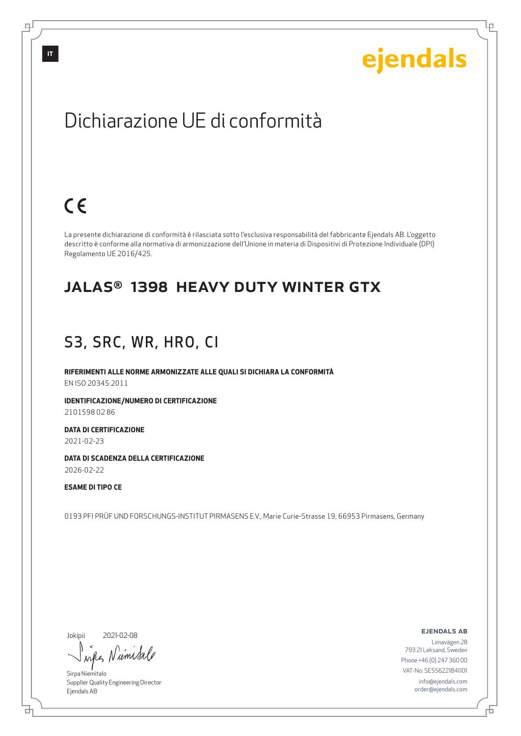# Dichiarazione UE di conformità

CE

La presente dichiarazione di conformità è rilasciata sotto l'esclusiva responsabilità del fabbricante Ejendals AB. L'oggetto descritto è conforme alla normativa di armonizzazione dell'Unione in materia di Dispositivi di Protezione Individuale (DPI) Regolamento UE 2016/425.

## JALAS® 1398 HEAVY DUTY WINTER GTX

## S3, SRC, WR, HRO, CI

**RIFERIMENTI ALLE NORME ARMONIZZATE ALLE QUALI SI DICHIARA LA CONFORMITÀ**
EN ISO 20345:2011

**IDENTIFICAZIONE/NUMERO DI CERTIFICAZIONE**
2101598 02 86

**DATA DI CERTIFICAZIONE**
2021-02-23

**DATA DI SCADENZA DELLA CERTIFICAZIONE**
2026-02-22

**ESAME DI TIPO CE**

0193 PFI PRÜF UND FORSCHUNGS-INSTITUT PIRMASENS E.V., Marie Curie-Strasse 19, 66953 Pirmasens, Germany

Jokipii 2021-02-08

Sirpa Niemitalo
Supplier Quality Engineering Director
Ejendals AB

**EJENDALS AB**
Limavägen 28
793 21 Leksand, Sweden
Phone +46 (0) 247 360 00
VAT-No: SE556221841101
info@ejendals.com
order@ejendals.com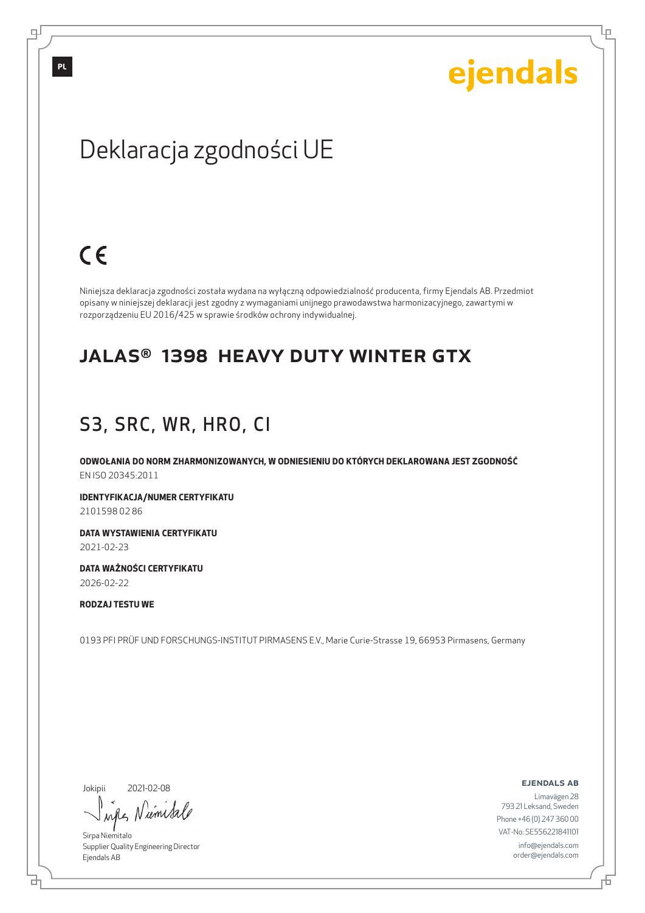PL

ejendals

# Deklaracja zgodności UE

CE

Niniejsza deklaracja zgodności została wydana na wyłączną odpowiedzialność producenta, firmy Ejendals AB. Przedmiot opisany w niniejszej deklaracji jest zgodny z wymaganiami unijnego prawodawstwa harmonizacyjnego, zawartymi w rozporządzeniu EU 2016/425 w sprawie środków ochrony indywidualnej.

## JALAS® 1398 HEAVY DUTY WINTER GTX

## S3, SRC, WR, HRO, CI

**ODWOŁANIA DO NORM ZHARMONIZOWANYCH, W ODNIESIENIU DO KTÓRYCH DEKLAROWANA JEST ZGODNOŚĆ**
EN ISO 20345:2011

**IDENTYFIKACJA/NUMER CERTYFIKATU**
2101598 02 86

**DATA WYSTAWIENIA CERTYFIKATU**
2021-02-23

**DATA WAŻNOŚCI CERTYFIKATU**
2026-02-22

**RODZAJ TESTU WE**

0193 PFI PRÜF UND FORSCHUNGS-INSTITUT PIRMASENS E.V., Marie Curie-Strasse 19, 66953 Pirmasens, Germany

Jokipii 2021-02-08

Sirpa Niemitalo
Supplier Quality Engineering Director
Ejendals AB

**EJENDALS AB**
Limavägen 28
793 21 Leksand, Sweden
Phone +46 (0) 247 360 00
VAT-No: SE556221841101
info@ejendals.com
order@ejendals.com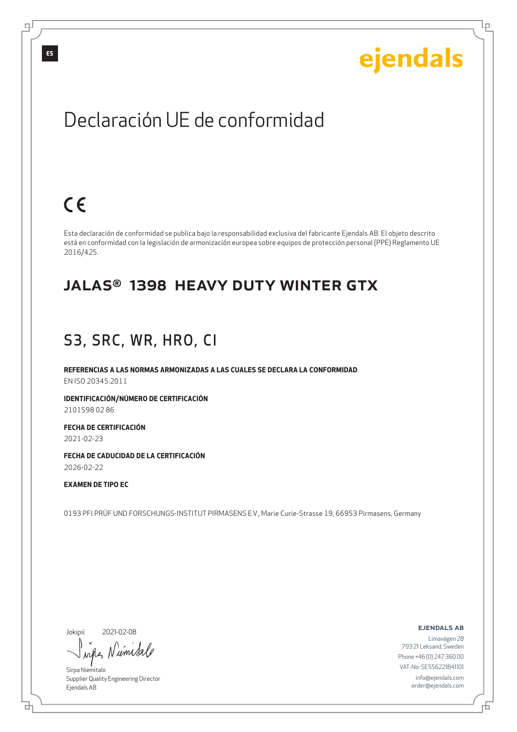ES

ejendals

# Declaración UE de conformidad

CE

Esta declaración de conformidad se publica bajo la responsabilidad exclusiva del fabricante Ejendals AB. El objeto descrito está en conformidad con la legislación de armonización europea sobre equipos de protección personal (PPE) Reglamento UE 2016/425.

## JALAS® 1398 HEAVY DUTY WINTER GTX

## S3, SRC, WR, HRO, CI

**REFERENCIAS A LAS NORMAS ARMONIZADAS A LAS CUALES SE DECLARA LA CONFORMIDAD**
EN ISO 20345:2011

**IDENTIFICACIÓN/NÚMERO DE CERTIFICACIÓN**
2101598 02 86

**FECHA DE CERTIFICACIÓN**
2021-02-23

**FECHA DE CADUCIDAD DE LA CERTIFICACIÓN**
2026-02-22

**EXAMEN DE TIPO EC**

0193 PFI PRÜF UND FORSCHUNGS-INSTITUT PIRMASENS E.V., Marie Curie-Strasse 19, 66953 Pirmasens, Germany

Jokipii 2021-02-08

Sirpa Niemitalo
Supplier Quality Engineering Director
Ejendals AB

**EJENDALS AB**
Limavägen 28
793 21 Leksand, Sweden
Phone +46 (0) 247 360 00
VAT-No: SE556221841101
info@ejendals.com
order@ejendals.com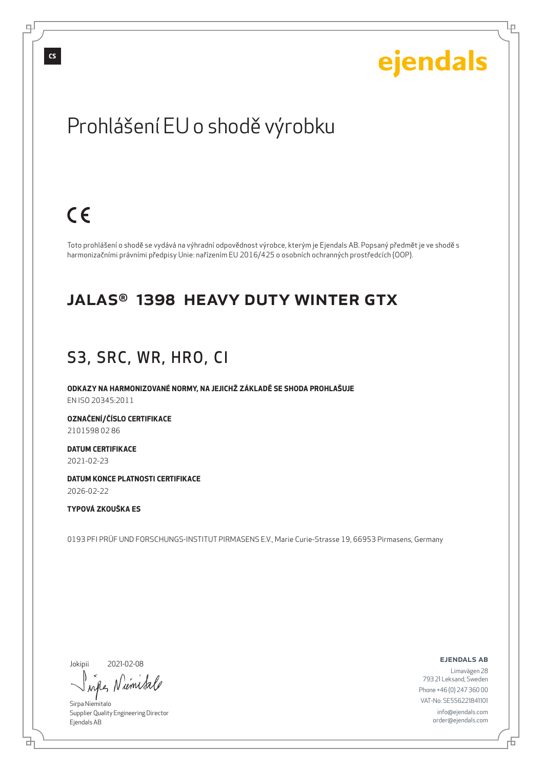ejendals

# Prohlášení EU o shodě výrobku

CE

Toto prohlášení o shodě se vydává na výhradní odpovědnost výrobce, kterým je Ejendals AB. Popsaný předmět je ve shodě s harmonizačními právními předpisy Unie: nařízením EU 2016/425 o osobních ochranných prostředcích (OOP).

## JALAS® 1398 HEAVY DUTY WINTER GTX

## S3, SRC, WR, HRO, CI

**ODKAZY NA HARMONIZOVANÉ NORMY, NA JEJICHŽ ZÁKLADĚ SE SHODA PROHLAŠUJE**
EN ISO 20345:2011

**OZNAČENÍ/ČÍSLO CERTIFIKACE**
2101598 02 86

**DATUM CERTIFIKACE**
2021-02-23

**DATUM KONCE PLATNOSTI CERTIFIKACE**
2026-02-22

**TYPOVÁ ZKOUŠKA ES**

0193 PFI PRÜF UND FORSCHUNGS-INSTITUT PIRMASENS E.V., Marie Curie-Strasse 19, 66953 Pirmasens, Germany

Jokipii 2021-02-08

Sirpa Niemitalo
Supplier Quality Engineering Director
Ejendals AB

**EJENDALS AB**
Limavägen 28
793 21 Leksand, Sweden
Phone +46 (0) 247 360 00
VAT-No: SE556221841101
info@ejendals.com
order@ejendals.com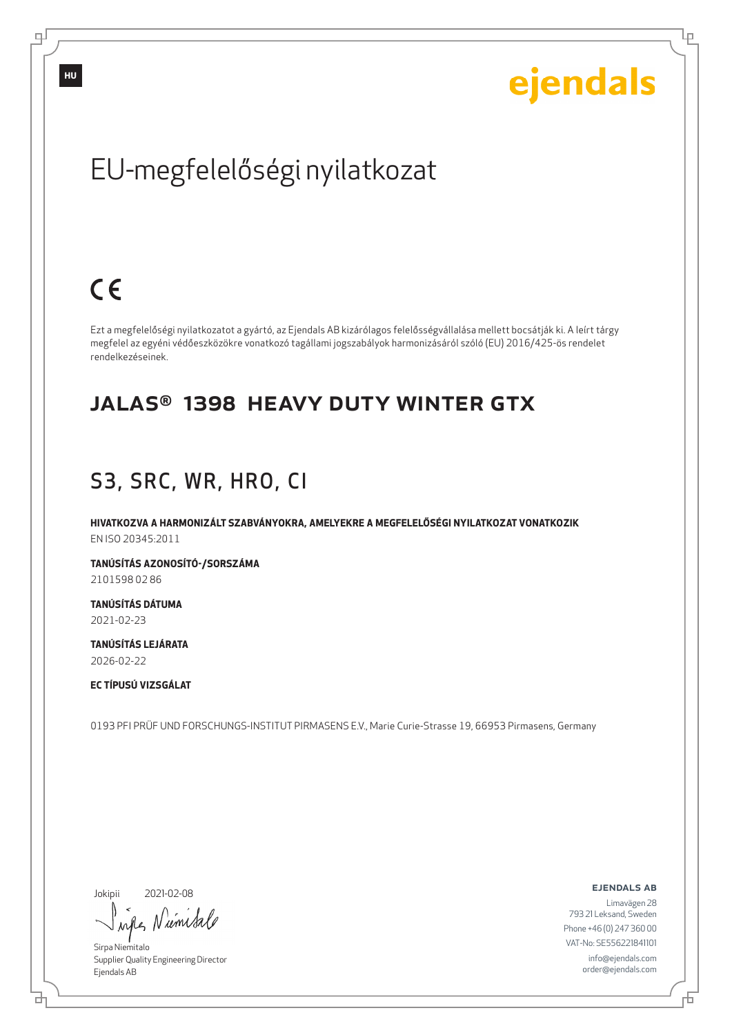HU

ejendals

# EU-megfelelőségi nyilatkozat

CE

Ezt a megfelelőségi nyilatkozatot a gyártó, az Ejendals AB kizárólagos felelősségvállalása mellett bocsátják ki. A leírt tárgy megfelel az egyéni védőeszközökre vonatkozó tagállami jogszabályok harmonizásáról szóló (EU) 2016/425-ös rendelet rendelkezéseinek.

## JALAS® 1398 HEAVY DUTY WINTER GTX

## S3, SRC, WR, HRO, CI

**HIVATKOZVA A HARMONIZÁLT SZABVÁNYOKRA, AMELYEKRE A MEGFELELŐSÉGI NYILATKOZAT VONATKOZIK**
EN ISO 20345:2011

**TANÚSÍTÁS AZONOSÍTÓ-/SORSZÁMA**
2101598 02 86

**TANÚSÍTÁS DÁTUMA**
2021-02-23

**TANÚSÍTÁS LEJÁRATA**
2026-02-22

**EC TÍPUSÚ VIZSGÁLAT**

0193 PFI PRÜF UND FORSCHUNGS-INSTITUT PIRMASENS E.V., Marie Curie-Strasse 19, 66953 Pirmasens, Germany

Jokipii 2021-02-08

Sirpa Niemitalo
Supplier Quality Engineering Director
Ejendals AB

**EJENDALS AB**
Limavägen 28
793 21 Leksand, Sweden
Phone +46 (0) 247 360 00
VAT-No: SE556221841101
info@ejendals.com
order@ejendals.com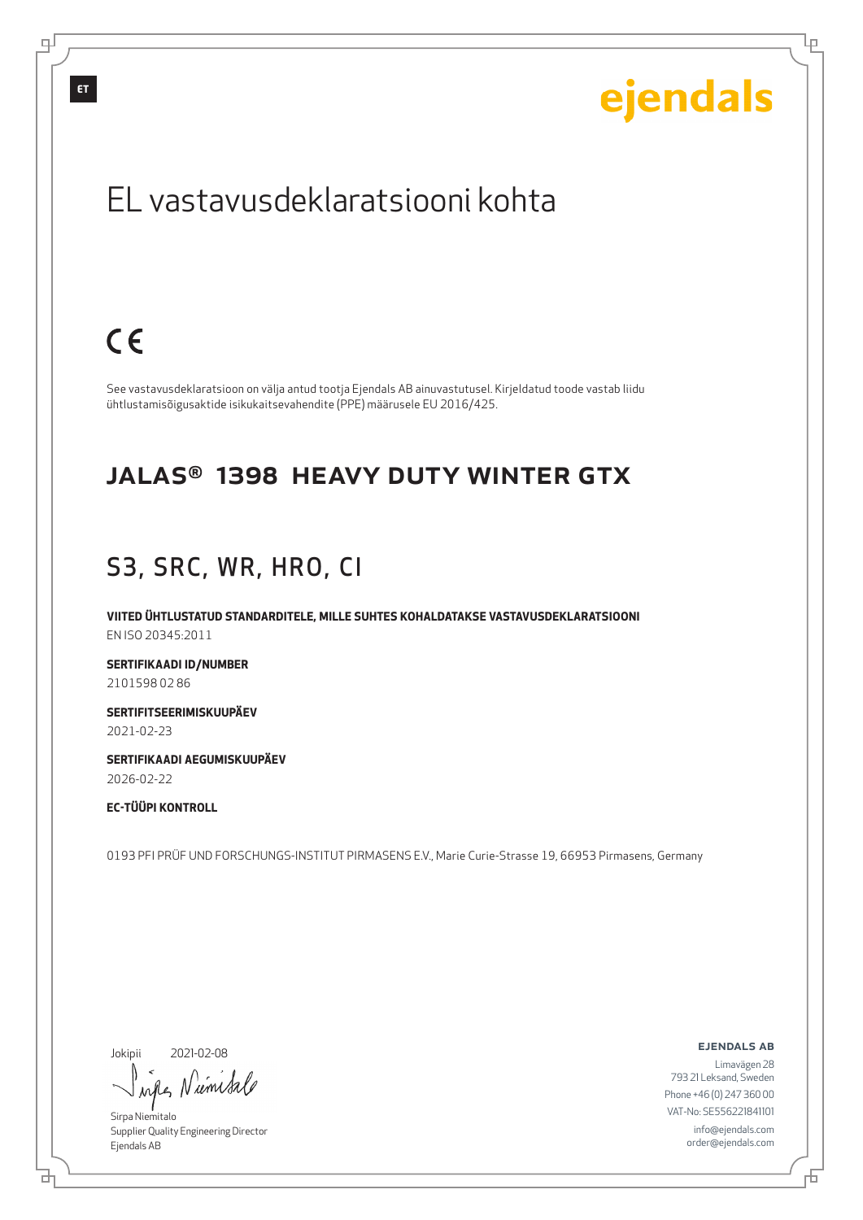ET

ejendals

# EL vastavusdeklaratsiooni kohta

CE

See vastavusdeklaratsioon on välja antud tootja Ejendals AB ainuvastutusel. Kirjeldatud toode vastab liidu ühtlustamisõigusaktide isikukaitsevahendite (PPE) määrusele EU 2016/425.

## JALAS® 1398 HEAVY DUTY WINTER GTX

## S3, SRC, WR, HRO, CI

**VIITED ÜHTLUSTATUD STANDARDITELE, MILLE SUHTES KOHALDATAKSE VASTAVUSDEKLARATSIOONI**
EN ISO 20345:2011

**SERTIFIKAADI ID/NUMBER**
2101598 02 86

**SERTIFITSEERIMISKUUPÄEV**
2021-02-23

**SERTIFIKAADI AEGUMISKUUPÄEV**
2026-02-22

**EC-TÜÜPI KONTROLL**

0193 PFI PRÜF UND FORSCHUNGS-INSTITUT PIRMASENS E.V., Marie Curie-Strasse 19, 66953 Pirmasens, Germany

Jokipii 2021-02-08

Sirpa Niemitalo
Supplier Quality Engineering Director
Ejendals AB

**EJENDALS AB**
Limavägen 28
793 21 Leksand, Sweden
Phone +46 (0) 247 360 00
VAT-No: SE556221841101
info@ejendals.com
order@ejendals.com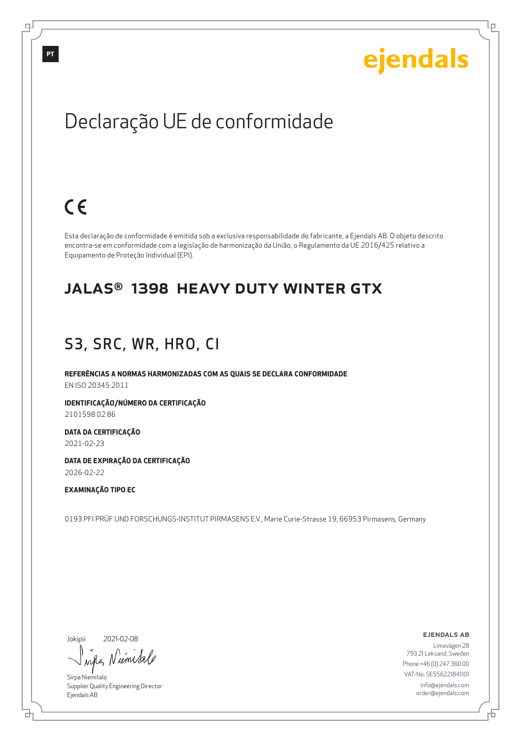PT

ejendals

# Declaração UE de conformidade

CE

Esta declaração de conformidade é emitida sob a exclusiva responsabilidade do fabricante, a Ejendals AB. O objeto descrito encontra-se em conformidade com a legislação de harmonização da União, o Regulamento da UE 2016/425 relativo a Equipamento de Proteção Individual (EPI).

## JALAS® 1398 HEAVY DUTY WINTER GTX

## S3, SRC, WR, HRO, CI

**REFERÊNCIAS A NORMAS HARMONIZADAS COM AS QUAIS SE DECLARA CONFORMIDADE**
EN ISO 20345:2011

**IDENTIFICAÇÃO/NÚMERO DA CERTIFICAÇÃO**
2101598 02 86

**DATA DA CERTIFICAÇÃO**
2021-02-23

**DATA DE EXPIRAÇÃO DA CERTIFICAÇÃO**
2026-02-22

**EXAMINAÇÃO TIPO EC**

0193 PFI PRÜF UND FORSCHUNGS-INSTITUT PIRMASENS E.V., Marie Curie-Strasse 19, 66953 Pirmasens, Germany

Jokipii 2021-02-08

Sirpa Niemitalo
Supplier Quality Engineering Director
Ejendals AB

**EJENDALS AB**
Limavägen 28
793 21 Leksand, Sweden
Phone +46 (0) 247 360 00
VAT-No: SE556221841101
info@ejendals.com
order@ejendals.com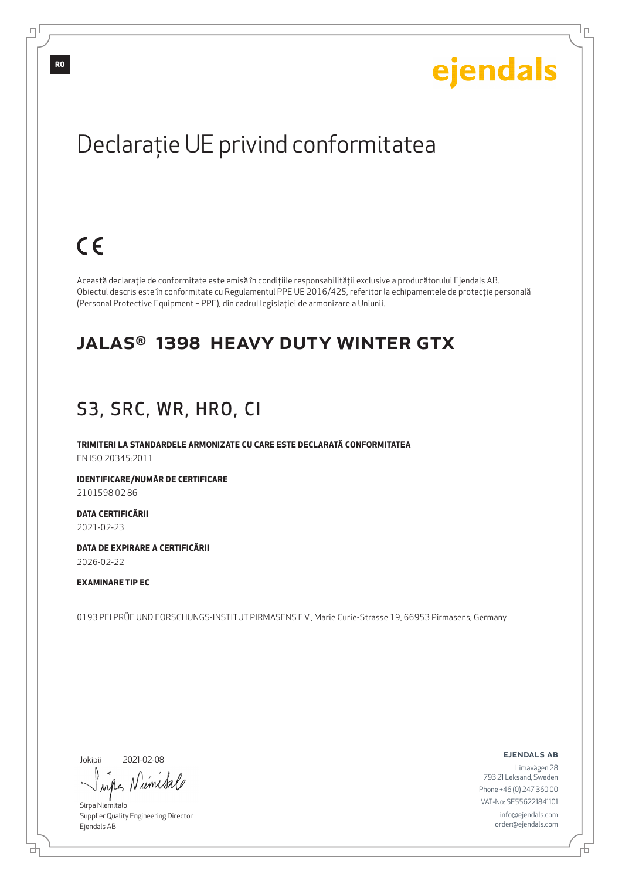RO

ejendals

# Declarație UE privind conformitatea

CE

Această declarație de conformitate este emisă în condițiile responsabilității exclusive a producătorului Ejendals AB. Obiectul descris este în conformitate cu Regulamentul PPE UE 2016/425, referitor la echipamentele de protecție personală (Personal Protective Equipment – PPE), din cadrul legislației de armonizare a Uniunii.

## JALAS® 1398 HEAVY DUTY WINTER GTX

## S3, SRC, WR, HRO, CI

**TRIMITERI LA STANDARDELE ARMONIZATE CU CARE ESTE DECLARATĂ CONFORMITATEA**
EN ISO 20345:2011

**IDENTIFICARE/NUMĂR DE CERTIFICARE**
2101598 02 86

**DATA CERTIFICĂRII**
2021-02-23

**DATA DE EXPIRARE A CERTIFICĂRII**
2026-02-22

**EXAMINARE TIP EC**

0193 PFI PRÜF UND FORSCHUNGS-INSTITUT PIRMASENS E.V., Marie Curie-Strasse 19, 66953 Pirmasens, Germany

Jokipii 2021-02-08

Sirpa Niemitalo
Supplier Quality Engineering Director
Ejendals AB

**EJENDALS AB**
Limavägen 28
793 21 Leksand, Sweden
Phone +46 (0) 247 360 00
VAT-No: SE556221841101
info@ejendals.com
order@ejendals.com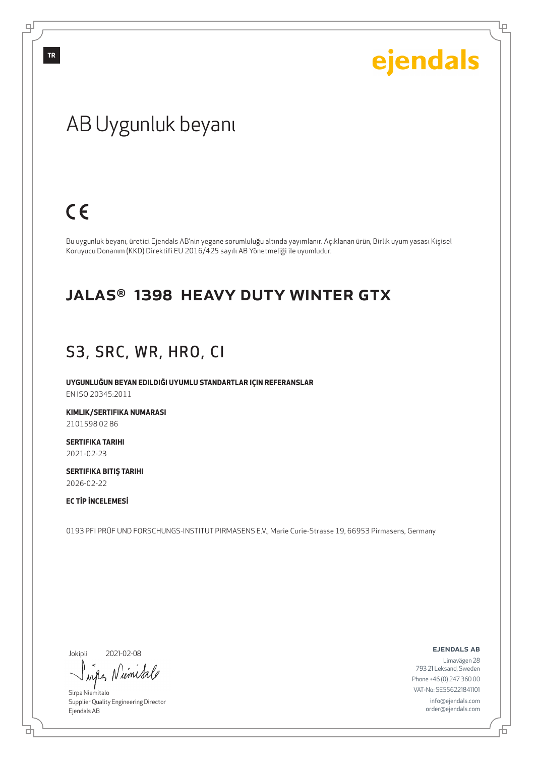TR

ejendals

# AB Uygunluk beyanı

CE

Bu uygunluk beyanı, üretici Ejendals AB'nin yegane sorumluluğu altında yayımlanır. Açıklanan ürün, Birlik uyum yasası Kişisel Koruyucu Donanım (KKD) Direktifi EU 2016/425 sayılı AB Yönetmeliği ile uyumludur.

## JALAS® 1398 HEAVY DUTY WINTER GTX

## S3, SRC, WR, HRO, CI

**UYGUNLUĞUN BEYAN EDILDIĞI UYUMLU STANDARTLAR IÇIN REFERANSLAR**
EN ISO 20345:2011

**KIMLIK/SERTIFIKA NUMARASI**
2101598 02 86

**SERTIFIKA TARIHI**
2021-02-23

**SERTIFIKA BITIŞ TARIHI**
2026-02-22

**EC TİP İNCELEMESİ**

0193 PFI PRÜF UND FORSCHUNGS-INSTITUT PIRMASENS E.V., Marie Curie-Strasse 19, 66953 Pirmasens, Germany

Jokipii 2021-02-08

Sirpa Niemitalo
Supplier Quality Engineering Director
Ejendals AB

**EJENDALS AB**
Limavägen 28
793 21 Leksand, Sweden
Phone +46 (0) 247 360 00
VAT-No: SE556221841101
info@ejendals.com
order@ejendals.com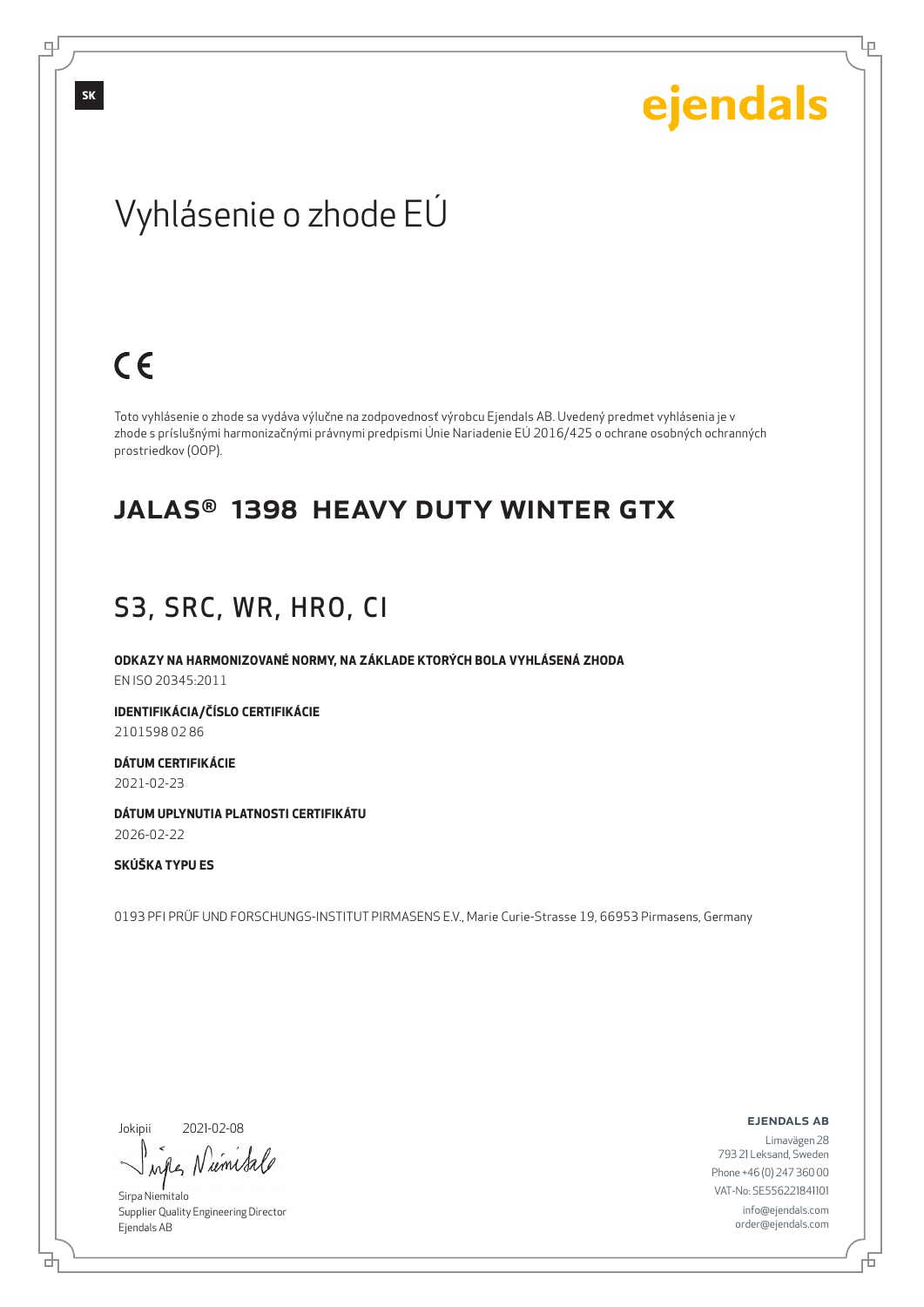SK

ejendals

# Vyhlásenie o zhode EÚ

CE

Toto vyhlásenie o zhode sa vydáva výlučne na zodpovednosť výrobcu Ejendals AB. Uvedený predmet vyhlásenia je v zhode s príslušnými harmonizačnými právnymi predpismi Únie Nariadenie EÚ 2016/425 o ochrane osobných ochranných prostriedkov (OOP).

## JALAS® 1398 HEAVY DUTY WINTER GTX

## S3, SRC, WR, HRO, CI

**ODKAZY NA HARMONIZOVANÉ NORMY, NA ZÁKLADE KTORÝCH BOLA VYHLÁSENÁ ZHODA**
EN ISO 20345:2011

**IDENTIFIKÁCIA/ČÍSLO CERTIFIKÁCIE**
2101598 02 86

**DÁTUM CERTIFIKÁCIE**
2021-02-23

**DÁTUM UPLYNUTIA PLATNOSTI CERTIFIKÁTU**
2026-02-22

**SKÚŠKA TYPU ES**

0193 PFI PRÜF UND FORSCHUNGS-INSTITUT PIRMASENS E.V., Marie Curie-Strasse 19, 66953 Pirmasens, Germany

Jokipii 2021-02-08

Sirpa Niemitalo
Supplier Quality Engineering Director
Ejendals AB

**EJENDALS AB**
Limavägen 28
793 21 Leksand, Sweden
Phone +46 (0) 247 360 00
VAT-No: SE556221841101
info@ejendals.com
order@ejendals.com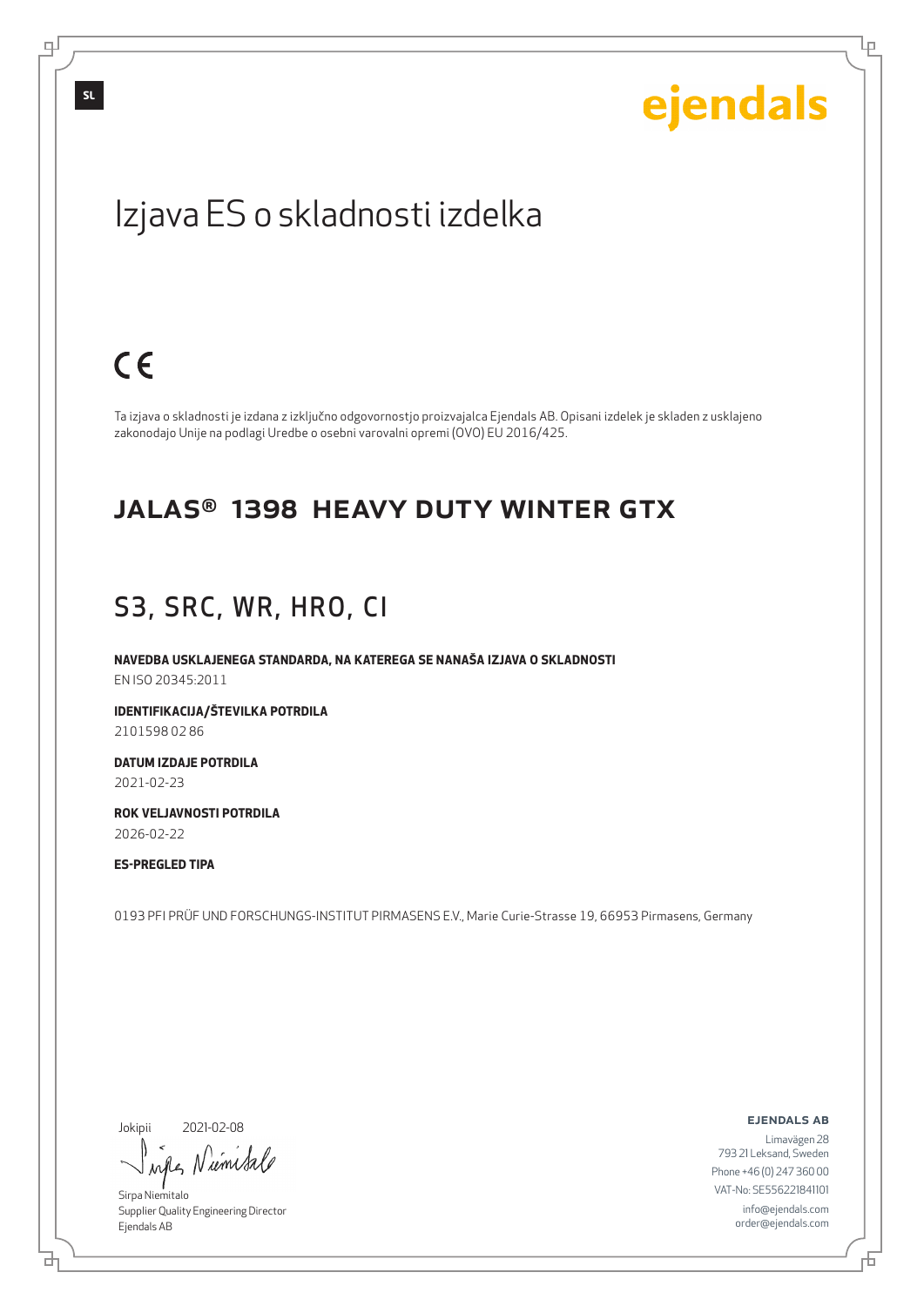ejendals

# Izjava ES o skladnosti izdelka

CE

Ta izjava o skladnosti je izdana z izključno odgovornostjo proizvajalca Ejendals AB. Opisani izdelek je skladen z usklajeno zakonodajo Unije na podlagi Uredbe o osebni varovalni opremi (OVO) EU 2016/425.

## JALAS® 1398 HEAVY DUTY WINTER GTX

## S3, SRC, WR, HRO, CI

**NAVEDBA USKLAJENEGA STANDARDA, NA KATEREGA SE NANAŠA IZJAVA O SKLADNOSTI**
EN ISO 20345:2011

**IDENTIFIKACIJA/ŠTEVILKA POTRDILA**
2101598 02 86

**DATUM IZDAJE POTRDILA**
2021-02-23

**ROK VELJAVNOSTI POTRDILA**
2026-02-22

**ES-PREGLED TIPA**

0193 PFI PRÜF UND FORSCHUNGS-INSTITUT PIRMASENS E.V., Marie Curie-Strasse 19, 66953 Pirmasens, Germany

Jokipii 2021-02-08

Sirpa Niemitalo
Supplier Quality Engineering Director
Ejendals AB

**EJENDALS AB**
Limavägen 28
793 21 Leksand, Sweden
Phone +46 (0) 247 360 00
VAT-No: SE556221841101
info@ejendals.com
order@ejendals.com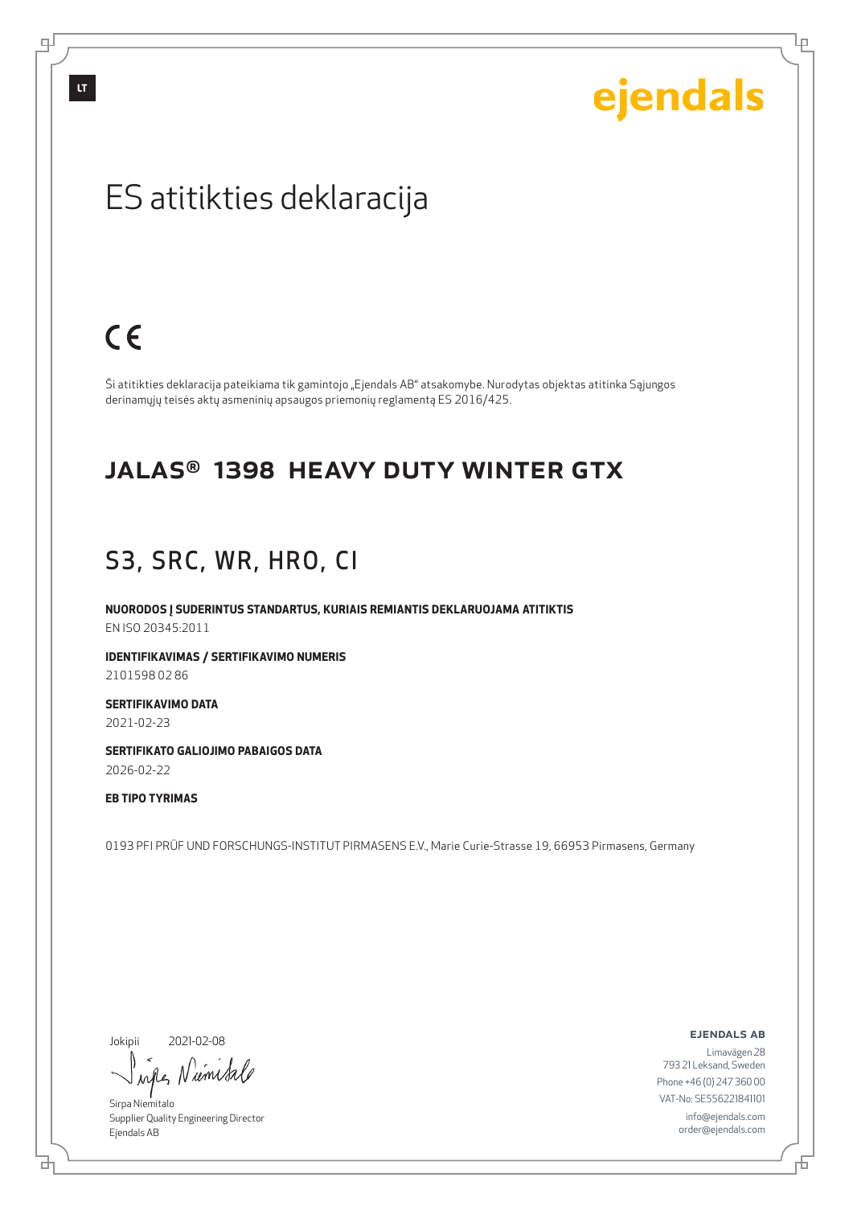LT

ejendals

# ES atitikties deklaracija

CE

Ši atitikties deklaracija pateikiama tik gamintojo „Ejendals AB" atsakomybe. Nurodytas objektas atitinka Sąjungos derinamųjų teisės aktų asmeninių apsaugos priemonių reglamentą ES 2016/425.

## JALAS® 1398 HEAVY DUTY WINTER GTX

## S3, SRC, WR, HRO, CI

**NUORODOS Į SUDERINTUS STANDARTUS, KURIAIS REMIANTIS DEKLARUOJAMA ATITIKTIS**
EN ISO 20345:2011

**IDENTIFIKAVIMAS / SERTIFIKAVIMO NUMERIS**
2101598 02 86

**SERTIFIKAVIMO DATA**
2021-02-23

**SERTIFIKATO GALIOJIMO PABAIGOS DATA**
2026-02-22

**EB TIPO TYRIMAS**

0193 PFI PRÜF UND FORSCHUNGS-INSTITUT PIRMASENS E.V., Marie Curie-Strasse 19, 66953 Pirmasens, Germany

Jokipii 2021-02-08

Sirpa Niemitalo
Supplier Quality Engineering Director
Ejendals AB

**EJENDALS AB**
Limavägen 28
793 21 Leksand, Sweden
Phone +46 (0) 247 360 00
VAT-No: SE556221841101
info@ejendals.com
order@ejendals.com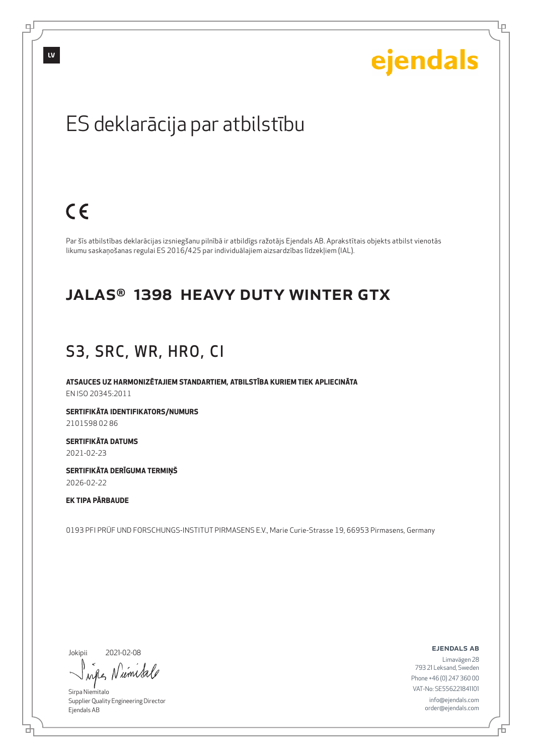# ES deklarācija par atbilstību

CE

Par šīs atbilstības deklarācijas izsniegšanu pilnībā ir atbildīgs ražotājs Ejendals AB. Aprakstītais objekts atbilst vienotās likumu saskaņošanas regulai ES 2016/425 par individuālajiem aizsardzības līdzekļiem (IAL).

## JALAS® 1398 HEAVY DUTY WINTER GTX

## S3, SRC, WR, HRO, CI

**ATSAUCES UZ HARMONIZĒTAJIEM STANDARTIEM, ATBILSTĪBA KURIEM TIEK APLIECINĀTA**
EN ISO 20345:2011

**SERTIFIKĀTA IDENTIFIKATORS/NUMURS**
2101598 02 86

**SERTIFIKĀTA DATUMS**
2021-02-23

**SERTIFIKĀTA DERĪGUMA TERMIŅŠ**
2026-02-22

**EK TIPA PĀRBAUDE**

0193 PFI PRÜF UND FORSCHUNGS-INSTITUT PIRMASENS E.V., Marie Curie-Strasse 19, 66953 Pirmasens, Germany

Jokipii 2021-02-08

Sirpa Niemitalo
Supplier Quality Engineering Director
Ejendals AB

**EJENDALS AB**
Limavägen 28
793 21 Leksand, Sweden
Phone +46 (0) 247 360 00
VAT-No: SE556221841101
info@ejendals.com
order@ejendals.com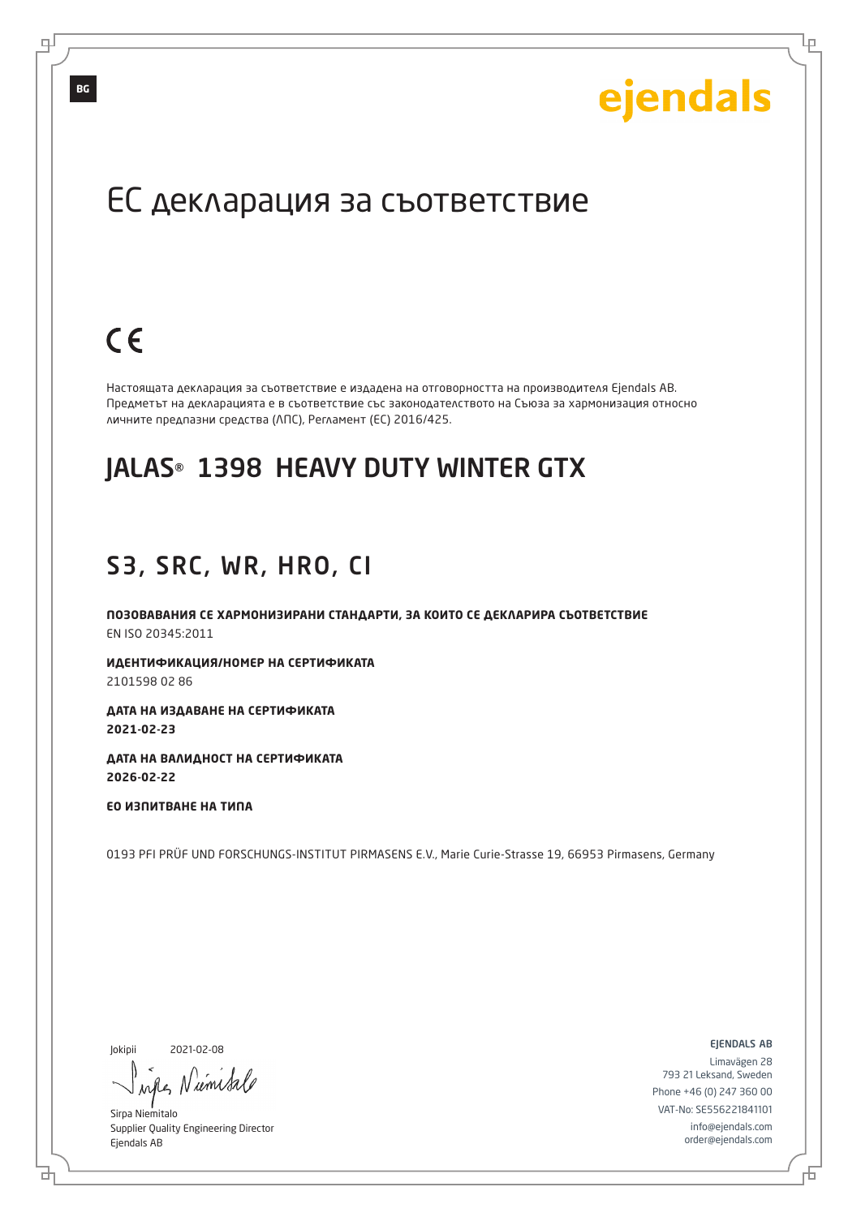ejendals

# ЕС декларация за съответствие

CE

Настоящата декларация за съответствие е издадена на отговорността на производителя Ejendals AB. Предметът на декларацията е в съответствие със законодателството на Съюза за хармонизация относно личните предпазни средства (ЛПС), Регламент (ЕС) 2016/425.

## JALAS® 1398 HEAVY DUTY WINTER GTX

## S3, SRC, WR, HRO, CI

**ПОЗОВАВАНИЯ СЕ ХАРМОНИЗИРАНИ СТАНДАРТИ, ЗА КОИТО СЕ ДЕКЛАРИРА СЪОТВЕТСТВИЕ**
EN ISO 20345:2011

**ИДЕНТИФИКАЦИЯ/НОМЕР НА СЕРТИФИКАТА**
2101598 02 86

**ДАТА НА ИЗДАВАНЕ НА СЕРТИФИКАТА**
**2021-02-23**

**ДАТА НА ВАЛИДНОСТ НА СЕРТИФИКАТА**
**2026-02-22**

**ЕО ИЗПИТВАНЕ НА ТИПА**

0193 PFI PRÜF UND FORSCHUNGS-INSTITUT PIRMASENS E.V., Marie Curie-Strasse 19, 66953 Pirmasens, Germany

Jokipii 2021-02-08

Sirpa Niemitalo
Supplier Quality Engineering Director
Ejendals AB

EJENDALS AB
Limavägen 28
793 21 Leksand, Sweden
Phone +46 (0) 247 360 00
VAT-No: SE556221841101
info@ejendals.com
order@ejendals.com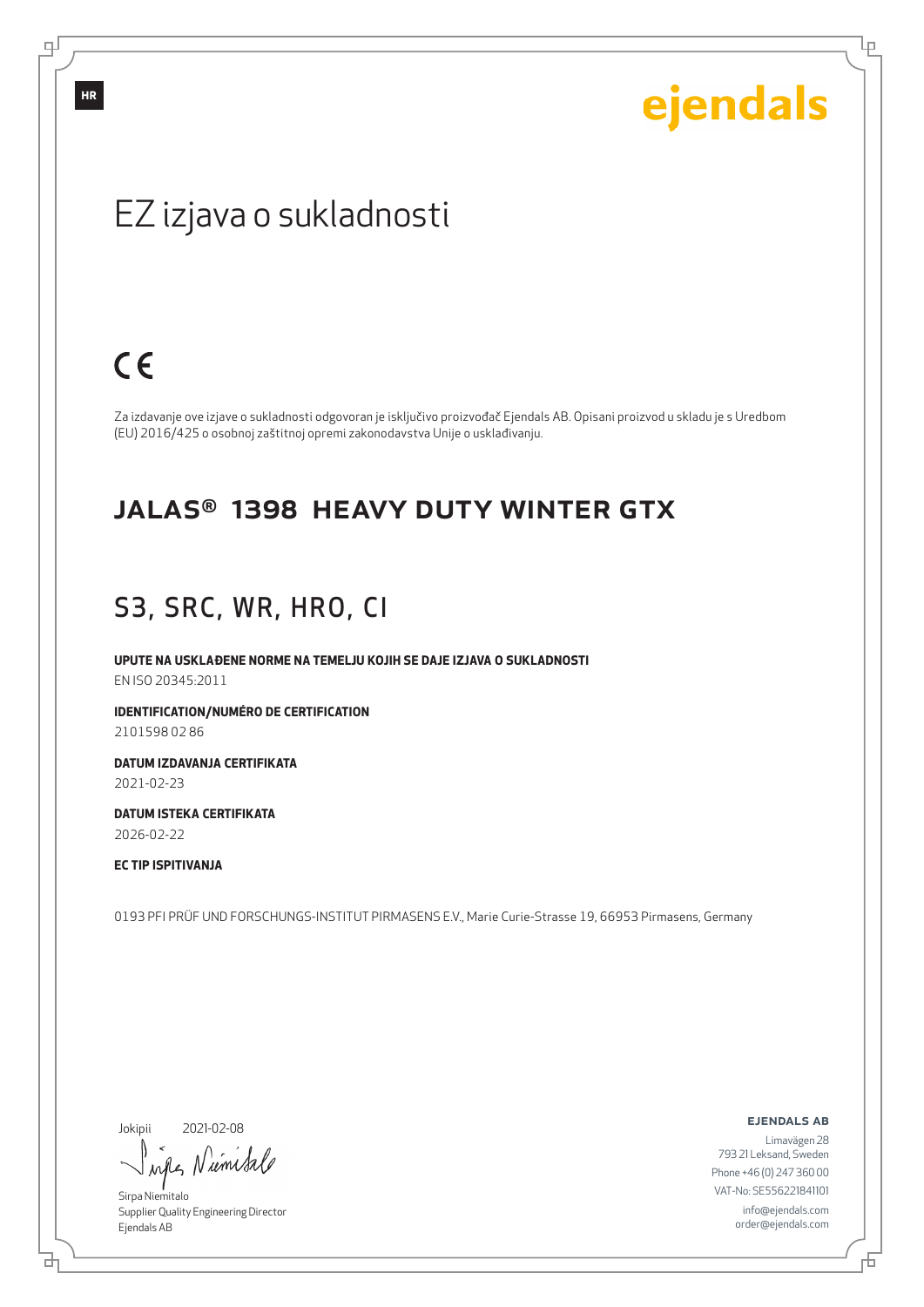HR

ejendals

# EZ izjava o sukladnosti

CE

Za izdavanje ove izjave o sukladnosti odgovoran je isključivo proizvođač Ejendals AB. Opisani proizvod u skladu je s Uredbom (EU) 2016/425 o osobnoj zaštitnoj opremi zakonodavstva Unije o usklađivanju.

## JALAS® 1398 HEAVY DUTY WINTER GTX

## S3, SRC, WR, HRO, CI

**UPUTE NA USKLAĐENE NORME NA TEMELJU KOJIH SE DAJE IZJAVA O SUKLADNOSTI**
EN ISO 20345:2011

**IDENTIFICATION/NUMÉRO DE CERTIFICATION**
2101598 02 86

**DATUM IZDAVANJA CERTIFIKATA**
2021-02-23

**DATUM ISTEKA CERTIFIKATA**
2026-02-22

**EC TIP ISPITIVANJA**

0193 PFI PRÜF UND FORSCHUNGS-INSTITUT PIRMASENS E.V., Marie Curie-Strasse 19, 66953 Pirmasens, Germany

Jokipii 2021-02-08

Sirpa Niemitalo
Supplier Quality Engineering Director
Ejendals AB

**EJENDALS AB**
Limavägen 28
793 21 Leksand, Sweden
Phone +46 (0) 247 360 00
VAT-No: SE556221841101
info@ejendals.com
order@ejendals.com